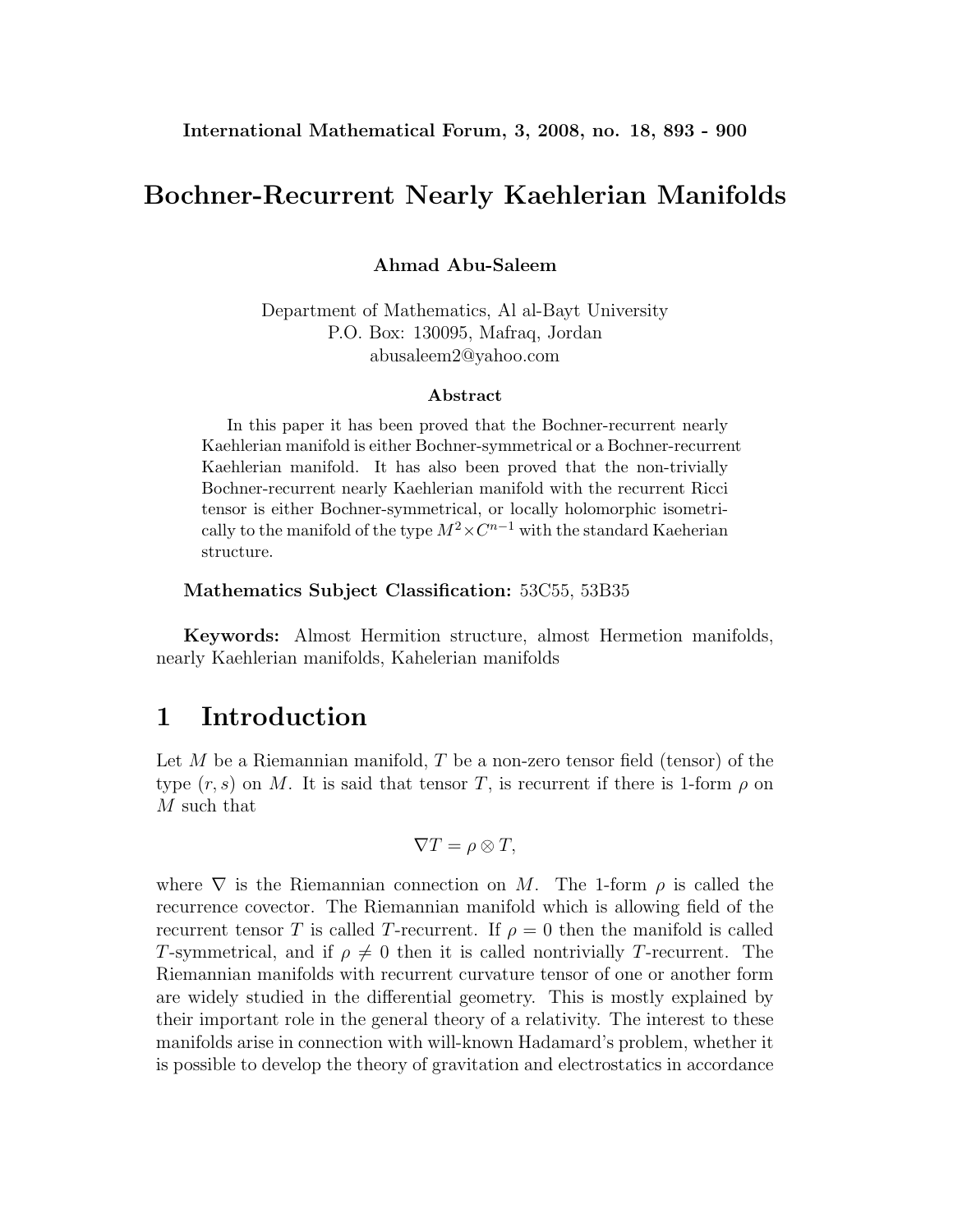# Bochner-Recurrent Nearly Kaehlerian Manifolds

**Ahmad Abu-Saleem**

Department of Mathematics, Al al-Bayt University
P.O. Box: 130095, Mafraq, Jordan
abusaleem2@yahoo.com

**Abstract**

In this paper it has been proved that the Bochner-recurrent nearly Kaehlerian manifold is either Bochner-symmetrical or a Bochner-recurrent Kaehlerian manifold. It has also been proved that the non-trivially Bochner-recurrent nearly Kaehlerian manifold with the recurrent Ricci tensor is either Bochner-symmetrical, or locally holomorphic isometrically to the manifold of the type $M^2 \times C^{n-1}$ with the standard Kaeherian structure.

**Mathematics Subject Classification:** 53C55, 53B35

**Keywords:** Almost Hermition structure, almost Hermetion manifolds, nearly Kaehlerian manifolds, Kahelerian manifolds

## 1 Introduction

Let $M$ be a Riemannian manifold, $T$ be a non-zero tensor field (tensor) of the type $(r, s)$ on $M$. It is said that tensor $T$, is recurrent if there is 1-form $\rho$ on $M$ such that

$$\nabla T = \rho \otimes T,$$

where $\nabla$ is the Riemannian connection on $M$. The 1-form $\rho$ is called the recurrence covector. The Riemannian manifold which is allowing field of the recurrent tensor $T$ is called $T$-recurrent. If $\rho = 0$ then the manifold is called $T$-symmetrical, and if $\rho \neq 0$ then it is called nontrivially $T$-recurrent. The Riemannian manifolds with recurrent curvature tensor of one or another form are widely studied in the differential geometry. This is mostly explained by their important role in the general theory of a relativity. The interest to these manifolds arise in connection with will-known Hadamard's problem, whether it is possible to develop the theory of gravitation and electrostatics in accordance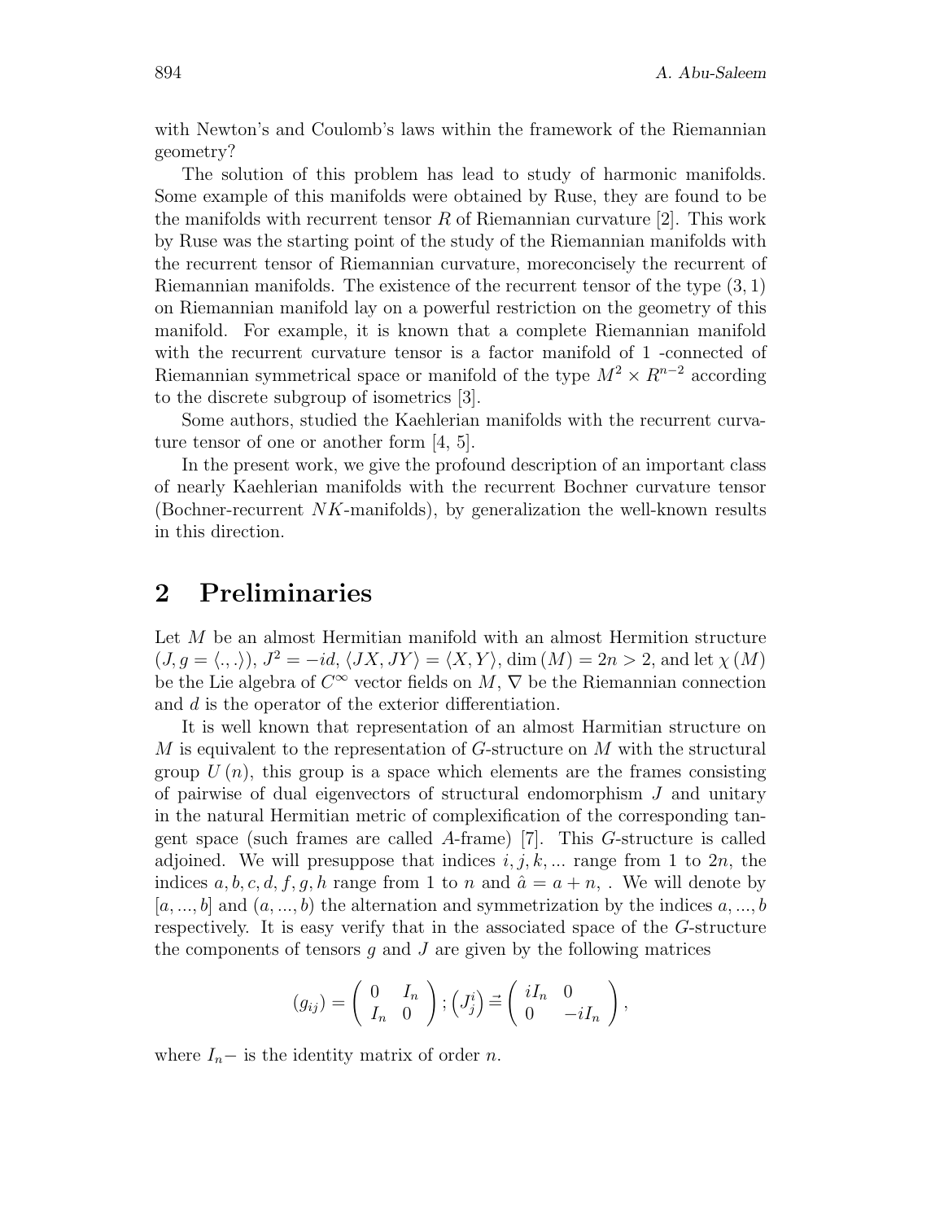with Newton's and Coulomb's laws within the framework of the Riemannian geometry?

The solution of this problem has lead to study of harmonic manifolds. Some example of this manifolds were obtained by Ruse, they are found to be the manifolds with recurrent tensor $R$ of Riemannian curvature [2]. This work by Ruse was the starting point of the study of the Riemannian manifolds with the recurrent tensor of Riemannian curvature, moreconcisely the recurrent of Riemannian manifolds. The existence of the recurrent tensor of the type $(3,1)$ on Riemannian manifold lay on a powerful restriction on the geometry of this manifold. For example, it is known that a complete Riemannian manifold with the recurrent curvature tensor is a factor manifold of 1 -connected of Riemannian symmetrical space or manifold of the type $M^2 \times R^{n-2}$ according to the discrete subgroup of isometrics [3].

Some authors, studied the Kaehlerian manifolds with the recurrent curvature tensor of one or another form [4, 5].

In the present work, we give the profound description of an important class of nearly Kaehlerian manifolds with the recurrent Bochner curvature tensor (Bochner-recurrent $NK$-manifolds), by generalization the well-known results in this direction.

## 2 Preliminaries

Let $M$ be an almost Hermitian manifold with an almost Hermition structure $(J, g = \langle .,. \rangle)$, $J^2 = -id$, $\langle JX, JY \rangle = \langle X, Y \rangle$, $\dim(M) = 2n > 2$, and let $\chi(M)$ be the Lie algebra of $C^\infty$ vector fields on $M$, $\nabla$ be the Riemannian connection and $d$ is the operator of the exterior differentiation.

It is well known that representation of an almost Harmitian structure on $M$ is equivalent to the representation of $G$-structure on $M$ with the structural group $U(n)$, this group is a space which elements are the frames consisting of pairwise of dual eigenvectors of structural endomorphism $J$ and unitary in the natural Hermitian metric of complexification of the corresponding tangent space (such frames are called $A$-frame) [7]. This $G$-structure is called adjoined. We will presuppose that indices $i, j, k, \ldots$ range from 1 to $2n$, the indices $a, b, c, d, f, g, h$ range from 1 to $n$ and $\hat{a} = a + n$, . We will denote by $[a, \ldots, b]$ and $(a, \ldots, b)$ the alternation and symmetrization by the indices $a, \ldots, b$ respectively. It is easy verify that in the associated space of the $G$-structure the components of tensors $g$ and $J$ are given by the following matrices

$$(g_{ij}) = \begin{pmatrix} 0 & I_n \\ I_n & 0 \end{pmatrix}; \left(J^i_j\right) \rightleftarrows \begin{pmatrix} iI_n & 0 \\ 0 & -iI_n \end{pmatrix},$$

where $I_n-$ is the identity matrix of order $n$.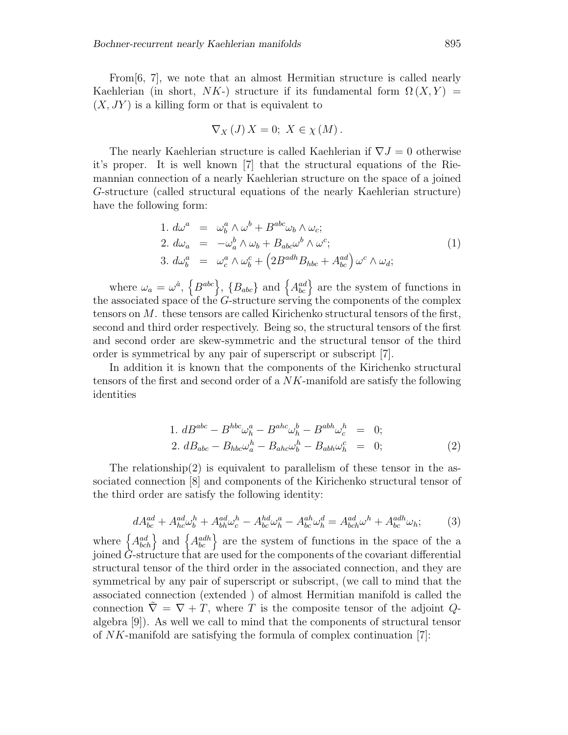From[6, 7], we note that an almost Hermitian structure is called nearly Kaehlerian (in short, $NK$-) structure if its fundamental form $\Omega(X,Y) = (X, JY)$ is a killing form or that is equivalent to

$$\nabla_X(J)X = 0;\ X \in \chi(M).$$

The nearly Kaehlerian structure is called Kaehlerian if $\nabla J = 0$ otherwise it's proper. It is well known [7] that the structural equations of the Riemannian connection of a nearly Kaehlerian structure on the space of a joined $G$-structure (called structural equations of the nearly Kaehlerian structure) have the following form:

$$\begin{aligned}
1.\ d\omega^a &= \omega^a_b \wedge \omega^b + B^{abc}\omega_b \wedge \omega_c;\\
2.\ d\omega_a &= -\omega^b_a \wedge \omega_b + B_{abc}\omega^b \wedge \omega^c;\\
3.\ d\omega^a_b &= \omega^a_c \wedge \omega^c_b + \left(2B^{adh}B_{hbc} + A^{ad}_{bc}\right)\omega^c \wedge \omega_d;
\end{aligned} \tag{1}$$

where $\omega_a = \omega^{\hat{a}}$, $\left\{B^{abc}\right\}$, $\{B_{abc}\}$ and $\left\{A^{ad}_{bc}\right\}$ are the system of functions in the associated space of the $G$-structure serving the components of the complex tensors on $M$. these tensors are called Kirichenko structural tensors of the first, second and third order respectively. Being so, the structural tensors of the first and second order are skew-symmetric and the structural tensor of the third order is symmetrical by any pair of superscript or subscript [7].

In addition it is known that the components of the Kirichenko structural tensors of the first and second order of a $NK$-manifold are satisfy the following identities

$$\begin{aligned}
1.\ dB^{abc} - B^{hbc}\omega^a_h - B^{ahc}\omega^b_h - B^{abh}\omega^h_c &= 0;\\
2.\ dB_{abc} - B_{hbc}\omega^h_a - B_{ahc}\omega^h_b - B_{abh}\omega^c_h &= 0;
\end{aligned} \tag{2}$$

The relationship(2) is equivalent to parallelism of these tensor in the associated connection [8] and components of the Kirichenko structural tensor of the third order are satisfy the following identity:

$$dA^{ad}_{bc} + A^{ad}_{hc}\omega^h_b + A^{ad}_{bh}\omega^h_c - A^{hd}_{bc}\omega^a_h - A^{ah}_{bc}\omega^d_h = A^{ad}_{bch}\omega^h + A^{adh}_{bc}\omega_h; \tag{3}$$

where $\left\{A^{ad}_{bch}\right\}$ and $\left\{A^{adh}_{bc}\right\}$ are the system of functions in the space of the a joined $G$-structure that are used for the components of the covariant differential structural tensor of the third order in the associated connection, and they are symmetrical by any pair of superscript or subscript, (we call to mind that the associated connection (extended ) of almost Hermitian manifold is called the connection $\tilde{\nabla} = \nabla + T$, where $T$ is the composite tensor of the adjoint $Q$-algebra [9]). As well we call to mind that the components of structural tensor of $NK$-manifold are satisfying the formula of complex continuation [7]: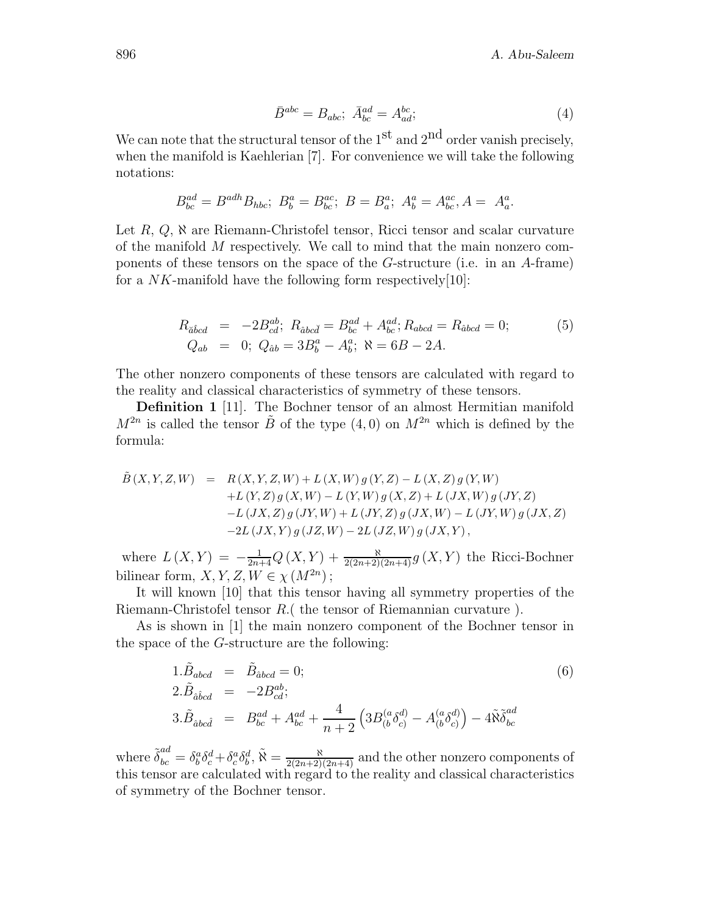$$\bar{B}^{abc} = B_{abc};\ \bar{A}^{ad}_{bc} = A^{bc}_{ad}; \tag{4}$$

We can note that the structural tensor of the 1st and 2nd order vanish precisely, when the manifold is Kaehlerian [7]. For convenience we will take the following notations:

$$B^{ad}_{bc} = B^{adh}B_{hbc};\ B^{a}_{b} = B^{ac}_{bc};\ B = B^{a}_{a};\ A^{a}_{b} = A^{ac}_{bc}, A = A^{a}_{a}.$$

Let $R$, $Q$, $\aleph$ are Riemann-Christofel tensor, Ricci tensor and scalar curvature of the manifold $M$ respectively. We call to mind that the main nonzero components of these tensors on the space of the $G$-structure (i.e. in an $A$-frame) for a $NK$-manifold have the following form respectively[10]:

$$\begin{aligned} R_{\check{a}\hat{b}cd} &= -2B^{ab}_{cd};\ R_{\hat{a}bc\check{d}} = B^{ad}_{bc} + A^{ad}_{bc}; R_{abcd} = R_{\hat{a}bcd} = 0; \\ Q_{ab} &= 0;\ Q_{\hat{a}b} = 3B^{a}_{b} - A^{a}_{b};\ \aleph = 6B - 2A. \end{aligned} \tag{5}$$

The other nonzero components of these tensors are calculated with regard to the reality and classical characteristics of symmetry of these tensors.

**Definition 1** [11]. The Bochner tensor of an almost Hermitian manifold $M^{2n}$ is called the tensor $\tilde{B}$ of the type $(4,0)$ on $M^{2n}$ which is defined by the formula:

$$\begin{aligned} \tilde{B}(X,Y,Z,W) &= R(X,Y,Z,W) + L(X,W)\,g(Y,Z) - L(X,Z)\,g(Y,W) \\ &\quad + L(Y,Z)\,g(X,W) - L(Y,W)\,g(X,Z) + L(JX,W)\,g(JY,Z) \\ &\quad - L(JX,Z)\,g(JY,W) + L(JY,Z)\,g(JX,W) - L(JY,W)\,g(JX,Z) \\ &\quad - 2L(JX,Y)\,g(JZ,W) - 2L(JZ,W)\,g(JX,Y), \end{aligned}$$

where $L(X,Y) = -\frac{1}{2n+4}Q(X,Y) + \frac{\aleph}{2(2n+2)(2n+4)}g(X,Y)$ the Ricci-Bochner bilinear form, $X,Y,Z,W \in \chi(M^{2n})$;

It will known [10] that this tensor having all symmetry properties of the Riemann-Christofel tensor $R$.( the tensor of Riemannian curvature ).

As is shown in [1] the main nonzero component of the Bochner tensor in the space of the $G$-structure are the following:

$$\begin{aligned} 1.\tilde{B}_{abcd} &= \tilde{B}_{\hat{a}bcd} = 0; \\ 2.\tilde{B}_{\hat{a}\hat{b}cd} &= -2B^{ab}_{cd}; \\ 3.\tilde{B}_{\hat{a}bc\hat{d}} &= B^{ad}_{bc} + A^{ad}_{bc} + \frac{4}{n+2}\left(3B^{(a}_{(b}\delta^{d)}_{c)} - A^{(a}_{(b}\delta^{d)}_{c)}\right) - 4\tilde{\aleph}\tilde{\delta}^{ad}_{bc} \end{aligned} \tag{6}$$

where $\tilde{\delta}^{ad}_{bc} = \delta^{a}_{b}\delta^{d}_{c} + \delta^{a}_{c}\delta^{d}_{b}$, $\tilde{\aleph} = \frac{\aleph}{2(2n+2)(2n+4)}$ and the other nonzero components of this tensor are calculated with regard to the reality and classical characteristics of symmetry of the Bochner tensor.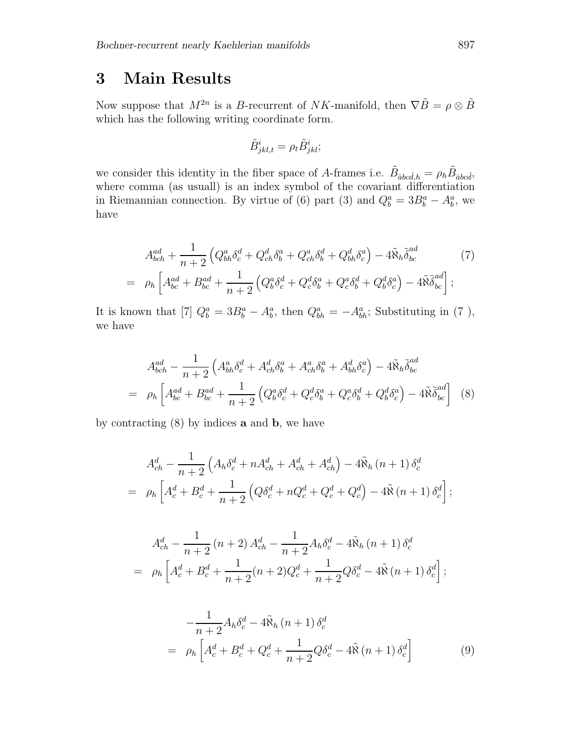## 3 Main Results

Now suppose that $M^{2n}$ is a $B$-recurrent of $NK$-manifold, then $\nabla\tilde{B} = \rho \otimes \tilde{B}$ which has the following writing coordinate form.

$$\tilde{B}^i_{jkl,t} = \rho_t \tilde{B}^i_{jkl};$$

we consider this identity in the fiber space of $A$-frames i.e. $\tilde{B}_{\hat{a}bc\hat{d},h} = \rho_h \tilde{B}_{\hat{a}bc\hat{d}}$, where comma (as usuall) is an index symbol of the covariant differentiation in Riemannian connection. By virtue of (6) part (3) and $Q^a_b = 3B^a_b - A^a_b$, we have

$$\begin{aligned} & A^{ad}_{bch} + \frac{1}{n+2}\left(Q^a_{bh}\delta^d_c + Q^d_{ch}\delta^a_b + Q^a_{ch}\delta^d_b + Q^d_{bh}\delta^a_c\right) - 4\tilde{\aleph}_h\tilde{\delta}^{ad}_{bc} \qquad (7) \\ = \;& \rho_h\left[A^{ad}_{bc} + B^{ad}_{bc} + \frac{1}{n+2}\left(Q^a_b\delta^d_c + Q^d_c\delta^a_b + Q^a_c\delta^d_b + Q^d_b\delta^a_c\right) - 4\tilde{\aleph}\tilde{\delta}^{ad}_{bc}\right]; \end{aligned}$$

It is known that [7] $Q^a_b = 3B^a_b - A^a_b$, then $Q^a_{bh} = -A^a_{bh}$; Substituting in (7 ), we have

$$\begin{aligned} & A^{ad}_{bch} - \frac{1}{n+2}\left(A^a_{bh}\delta^d_c + A^d_{ch}\delta^a_b + A^a_{ch}\delta^a_b + A^d_{bh}\delta^a_c\right) - 4\tilde{\aleph}_h\tilde{\delta}^{ad}_{bc} \\ = \;& \rho_h\left[A^{ad}_{bc} + B^{ad}_{bc} + \frac{1}{n+2}\left(Q^a_b\delta^d_c + Q^d_c\delta^a_b + Q^a_c\delta^d_b + Q^d_b\delta^a_c\right) - 4\tilde{\aleph}\tilde{\delta}^{ad}_{bc}\right] \quad (8) \end{aligned}$$

by contracting (8) by indices **a** and **b**, we have

$$\begin{aligned} & A^d_{ch} - \frac{1}{n+2}\left(A_h\delta^d_c + nA^d_{ch} + A^d_{ch} + A^d_{ch}\right) - 4\tilde{\aleph}_h(n+1)\delta^d_c \\ = \;& \rho_h\left[A^d_c + B^d_c + \frac{1}{n+2}\left(Q\delta^d_c + nQ^d_c + Q^d_c + Q^d_c\right) - 4\tilde{\aleph}(n+1)\delta^d_c\right]; \end{aligned}$$

$$\begin{aligned} & A^d_{ch} - \frac{1}{n+2}(n+2)A^d_{ch} - \frac{1}{n+2}A_h\delta^d_c - 4\tilde{\aleph}_h(n+1)\delta^d_c \\ = \;& \rho_h\left[A^d_c + B^d_c + \frac{1}{n+2}(n+2)Q^d_c + \frac{1}{n+2}Q\delta^d_c - 4\tilde{\aleph}(n+1)\delta^d_c\right]; \end{aligned}$$

$$\begin{aligned} & -\frac{1}{n+2}A_h\delta^d_c - 4\tilde{\aleph}_h(n+1)\delta^d_c \\ = \;& \rho_h\left[A^d_c + B^d_c + Q^d_c + \frac{1}{n+2}Q\delta^d_c - 4\tilde{\aleph}(n+1)\delta^d_c\right] \qquad (9) \end{aligned}$$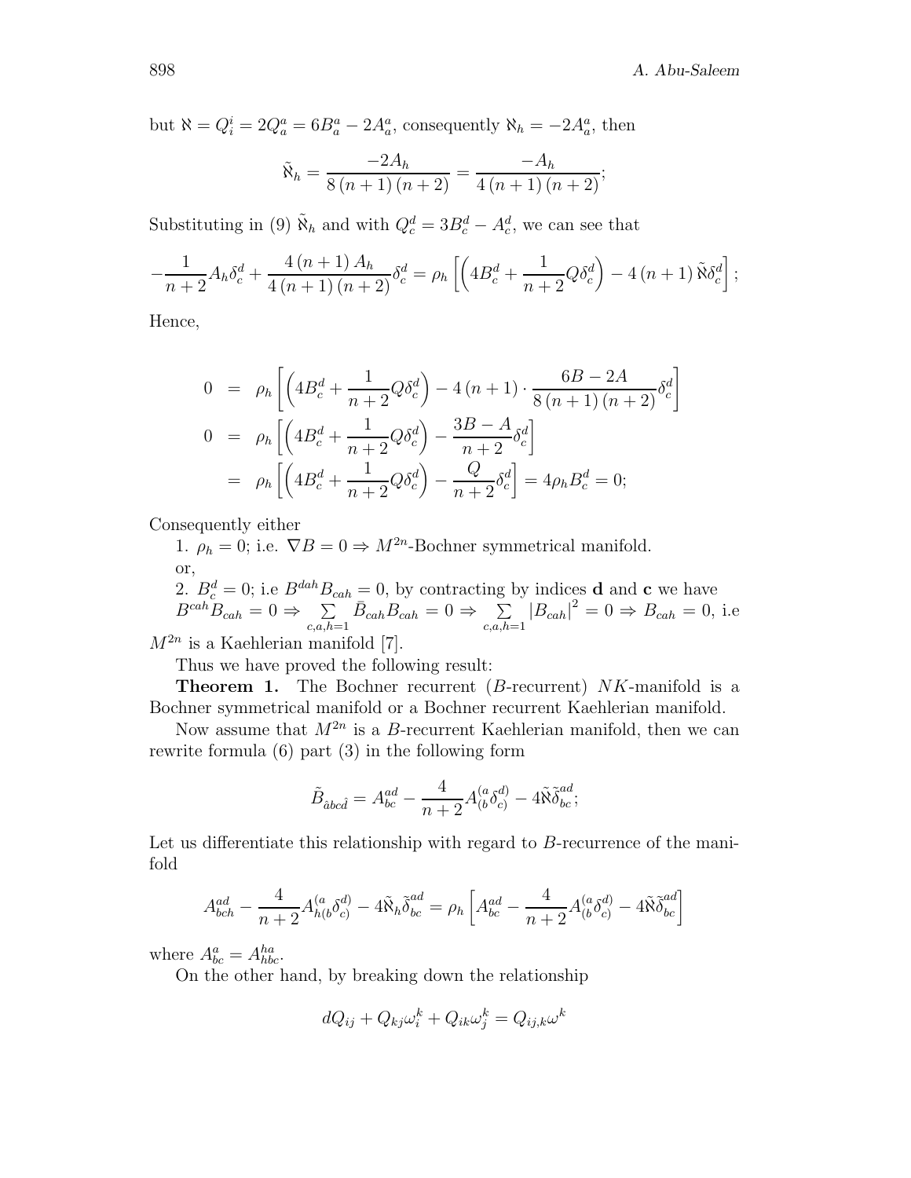but $\aleph = Q^i_i = 2Q^a_a = 6B^a_a - 2A^a_a$, consequently $\aleph_h = -2A^a_a$, then

$$\tilde{\aleph}_h = \frac{-2A_h}{8\,(n+1)\,(n+2)} = \frac{-A_h}{4\,(n+1)\,(n+2)};$$

Substituting in (9) $\tilde{\aleph}_h$ and with $Q^d_c = 3B^d_c - A^d_c$, we can see that

$$-\frac{1}{n+2}A_h\delta^d_c + \frac{4\,(n+1)\,A_h}{4\,(n+1)\,(n+2)}\delta^d_c = \rho_h\left[\left(4B^d_c + \frac{1}{n+2}Q\delta^d_c\right) - 4\,(n+1)\,\tilde{\aleph}\delta^d_c\right];$$

Hence,

$$\begin{aligned}
0 &= \rho_h\left[\left(4B^d_c + \frac{1}{n+2}Q\delta^d_c\right) - 4\,(n+1)\cdot\frac{6B-2A}{8\,(n+1)\,(n+2)}\delta^d_c\right] \\
0 &= \rho_h\left[\left(4B^d_c + \frac{1}{n+2}Q\delta^d_c\right) - \frac{3B-A}{n+2}\delta^d_c\right] \\
&= \rho_h\left[\left(4B^d_c + \frac{1}{n+2}Q\delta^d_c\right) - \frac{Q}{n+2}\delta^d_c\right] = 4\rho_h B^d_c = 0;
\end{aligned}$$

Consequently either

1. $\rho_h = 0$; i.e. $\nabla B = 0 \Rightarrow M^{2n}$-Bochner symmetrical manifold.

or,

2. $B^d_c = 0$; i.e $B^{dah}B_{cah} = 0$, by contracting by indices **d** and **c** we have $B^{cah}B_{cah} = 0 \Rightarrow \sum\limits_{c,a,h=1} \bar{B}_{cah}B_{cah} = 0 \Rightarrow \sum\limits_{c,a,h=1} |B_{cah}|^2 = 0 \Rightarrow B_{cah} = 0$, i.e $M^{2n}$ is a Kaehlerian manifold [7].

Thus we have proved the following result:

**Theorem 1.** The Bochner recurrent ($B$-recurrent) $NK$-manifold is a Bochner symmetrical manifold or a Bochner recurrent Kaehlerian manifold.

Now assume that $M^{2n}$ is a $B$-recurrent Kaehlerian manifold, then we can rewrite formula (6) part (3) in the following form

$$\tilde{B}_{\hat{a}bc\hat{d}} = A^{ad}_{bc} - \frac{4}{n+2}A^{(a}_{(b}\delta^{d)}_{c)} - 4\tilde{\aleph}\tilde{\delta}^{ad}_{bc};$$

Let us differentiate this relationship with regard to $B$-recurrence of the manifold

$$A^{ad}_{bch} - \frac{4}{n+2}A^{(a}_{h(b}\delta^{d)}_{c)} - 4\tilde{\aleph}_h\tilde{\delta}^{ad}_{bc} = \rho_h\left[A^{ad}_{bc} - \frac{4}{n+2}A^{(a}_{(b}\delta^{d)}_{c)} - 4\tilde{\aleph}\tilde{\delta}^{ad}_{bc}\right]$$

where $A^a_{bc} = A^{ha}_{hbc}$.

On the other hand, by breaking down the relationship

$$dQ_{ij} + Q_{kj}\omega^k_i + Q_{ik}\omega^k_j = Q_{ij,k}\omega^k$$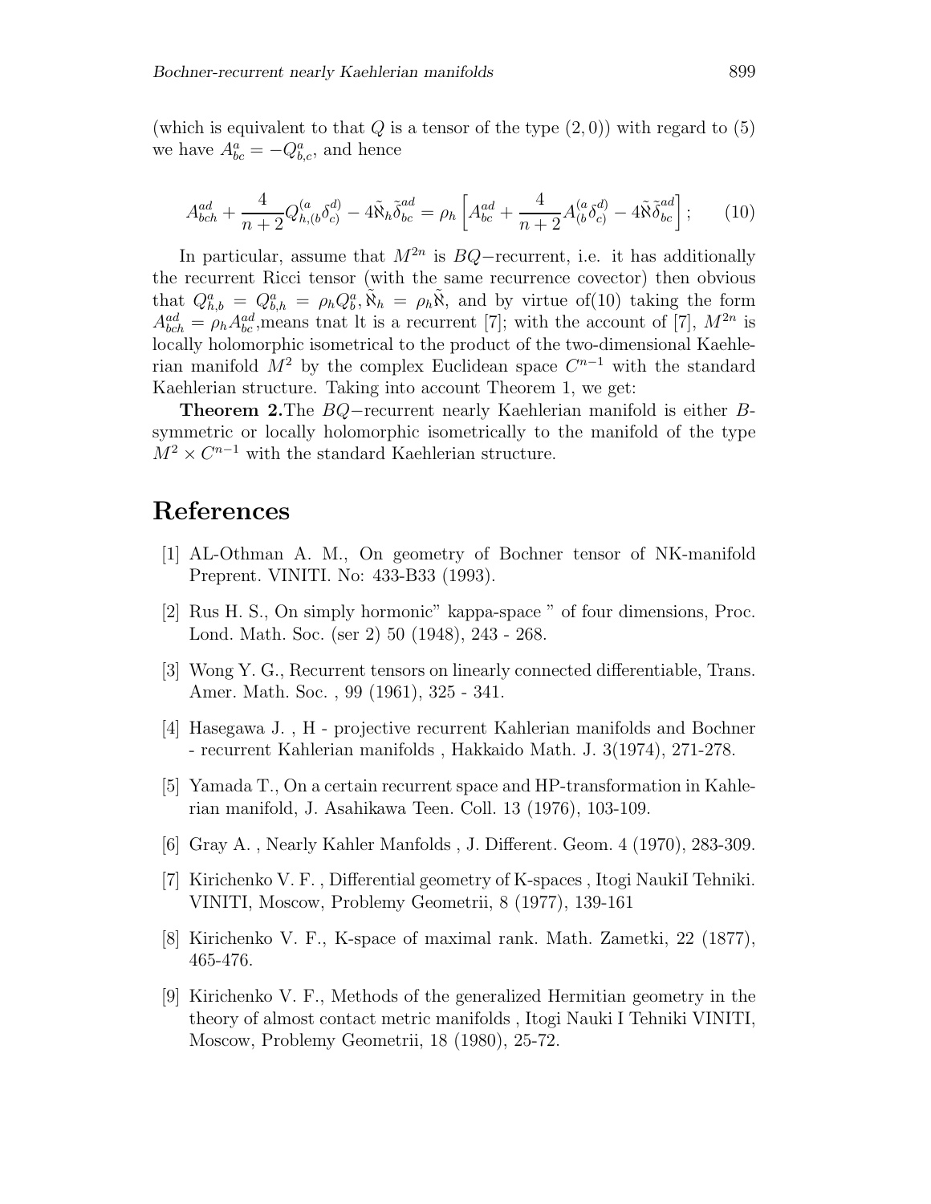(which is equivalent to that $Q$ is a tensor of the type $(2,0)$) with regard to (5) we have $A^a_{bc} = -Q^a_{b,c}$, and hence

$$A^{ad}_{bch} + \frac{4}{n+2} Q^{(a}_{h,(b}\delta^{d)}_{c)} - 4\tilde{\aleph}_h \tilde{\delta}^{ad}_{bc} = \rho_h \left[ A^{ad}_{bc} + \frac{4}{n+2} A^{(a}_{(b}\delta^{d)}_{c)} - 4\tilde{\aleph}\tilde{\delta}^{ad}_{bc} \right]; \qquad (10)$$

In particular, assume that $M^{2n}$ is $BQ-$recurrent, i.e. it has additionally the recurrent Ricci tensor (with the same recurrence covector) then obvious that $Q^a_{h,b} = Q^a_{b,h} = \rho_h Q^a_b, \tilde{\aleph}_h = \rho_h \tilde{\aleph}$, and by virtue of(10) taking the form $A^{ad}_{bch} = \rho_h A^{ad}_{bc}$,means tnat lt is a recurrent [7]; with the account of [7], $M^{2n}$ is locally holomorphic isometrical to the product of the two-dimensional Kaehlerian manifold $M^2$ by the complex Euclidean space $C^{n-1}$ with the standard Kaehlerian structure. Taking into account Theorem 1, we get:

**Theorem 2.**The $BQ-$recurrent nearly Kaehlerian manifold is either $B$-symmetric or locally holomorphic isometrically to the manifold of the type $M^2 \times C^{n-1}$ with the standard Kaehlerian structure.

# References

[1] AL-Othman A. M., On geometry of Bochner tensor of NK-manifold Preprent. VINITI. No: 433-B33 (1993).

[2] Rus H. S., On simply hormonic" kappa-space " of four dimensions, Proc. Lond. Math. Soc. (ser 2) 50 (1948), 243 - 268.

[3] Wong Y. G., Recurrent tensors on linearly connected differentiable, Trans. Amer. Math. Soc. , 99 (1961), 325 - 341.

[4] Hasegawa J. , H - projective recurrent Kahlerian manifolds and Bochner - recurrent Kahlerian manifolds , Hakkaido Math. J. 3(1974), 271-278.

[5] Yamada T., On a certain recurrent space and HP-transformation in Kahlerian manifold, J. Asahikawa Teen. Coll. 13 (1976), 103-109.

[6] Gray A. , Nearly Kahler Manfolds , J. Different. Geom. 4 (1970), 283-309.

[7] Kirichenko V. F. , Differential geometry of K-spaces , Itogi NaukiI Tehniki. VINITI, Moscow, Problemy Geometrii, 8 (1977), 139-161

[8] Kirichenko V. F., K-space of maximal rank. Math. Zametki, 22 (1877), 465-476.

[9] Kirichenko V. F., Methods of the generalized Hermitian geometry in the theory of almost contact metric manifolds , Itogi Nauki I Tehniki VINITI, Moscow, Problemy Geometrii, 18 (1980), 25-72.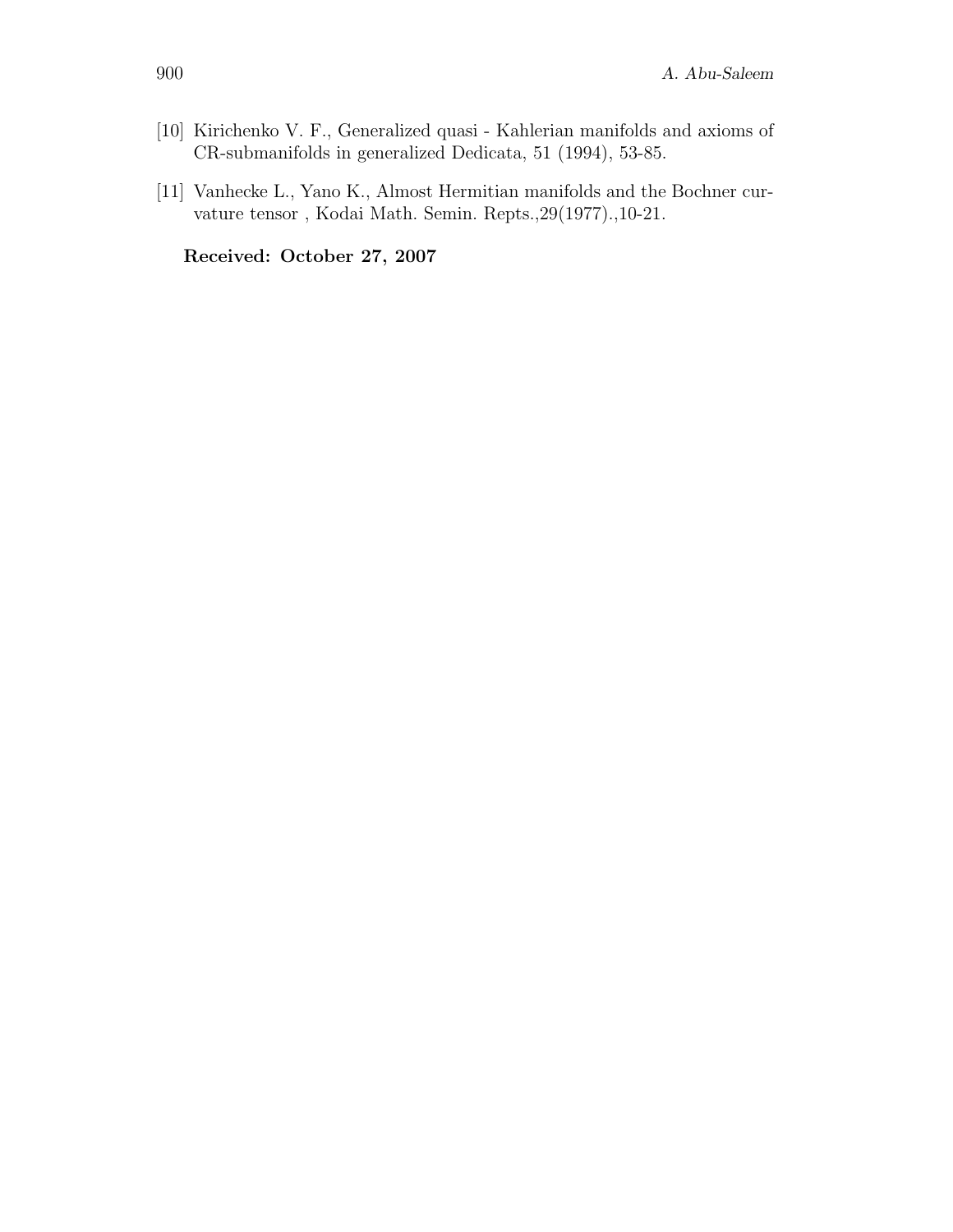[10] Kirichenko V. F., Generalized quasi - Kahlerian manifolds and axioms of CR-submanifolds in generalized Dedicata, 51 (1994), 53-85.

[11] Vanhecke L., Yano K., Almost Hermitian manifolds and the Bochner curvature tensor , Kodai Math. Semin. Repts.,29(1977).,10-21.

**Received: October 27, 2007**